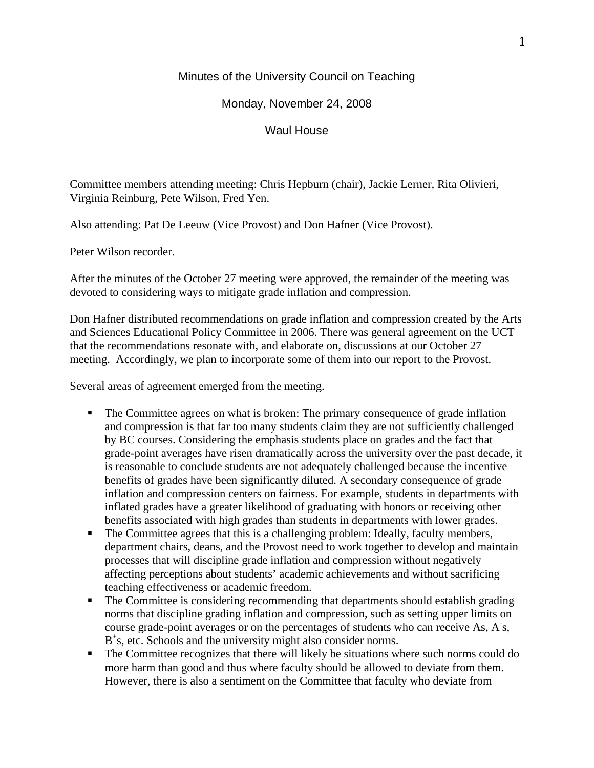# Minutes of the University Council on Teaching

Monday, November 24, 2008

Waul House

Committee members attending meeting: Chris Hepburn (chair), Jackie Lerner, Rita Olivieri, Virginia Reinburg, Pete Wilson, Fred Yen.

Also attending: Pat De Leeuw (Vice Provost) and Don Hafner (Vice Provost).

Peter Wilson recorder.

After the minutes of the October 27 meeting were approved, the remainder of the meeting was devoted to considering ways to mitigate grade inflation and compression.

Don Hafner distributed recommendations on grade inflation and compression created by the Arts and Sciences Educational Policy Committee in 2006. There was general agreement on the UCT that the recommendations resonate with, and elaborate on, discussions at our October 27 meeting. Accordingly, we plan to incorporate some of them into our report to the Provost.

Several areas of agreement emerged from the meeting.

- The Committee agrees on what is broken: The primary consequence of grade inflation and compression is that far too many students claim they are not sufficiently challenged by BC courses. Considering the emphasis students place on grades and the fact that grade-point averages have risen dramatically across the university over the past decade, it is reasonable to conclude students are not adequately challenged because the incentive benefits of grades have been significantly diluted. A secondary consequence of grade inflation and compression centers on fairness. For example, students in departments with inflated grades have a greater likelihood of graduating with honors or receiving other benefits associated with high grades than students in departments with lower grades.
- The Committee agrees that this is a challenging problem: Ideally, faculty members, department chairs, deans, and the Provost need to work together to develop and maintain processes that will discipline grade inflation and compression without negatively affecting perceptions about students' academic achievements and without sacrificing teaching effectiveness or academic freedom.
- The Committee is considering recommending that departments should establish grading norms that discipline grading inflation and compression, such as setting upper limits on course grade-point averages or on the percentages of students who can receive As, A⁻s, B⁺s, etc. Schools and the university might also consider norms.
- The Committee recognizes that there will likely be situations where such norms could do more harm than good and thus where faculty should be allowed to deviate from them. However, there is also a sentiment on the Committee that faculty who deviate from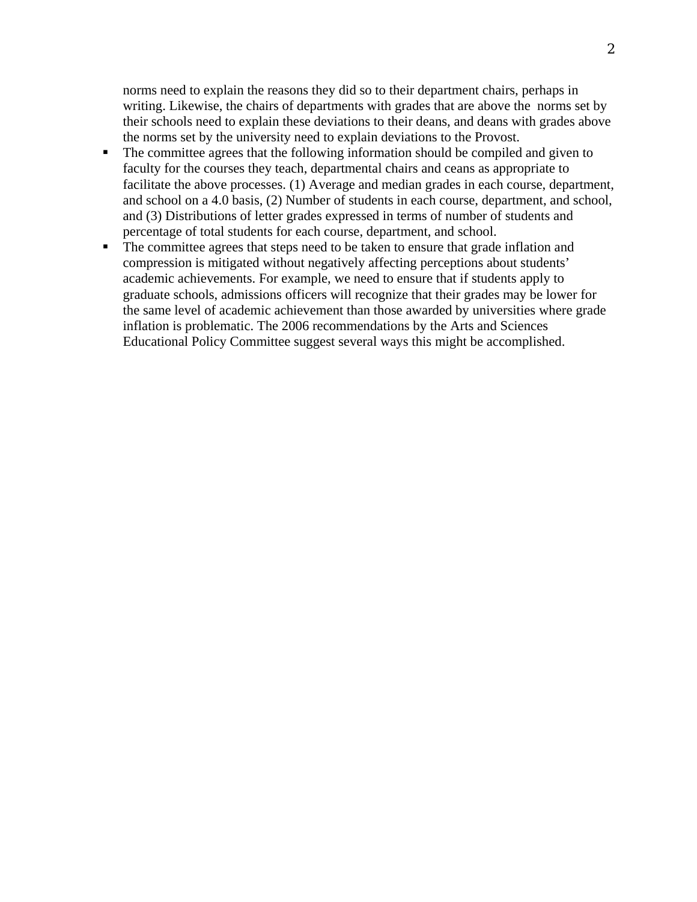norms need to explain the reasons they did so to their department chairs, perhaps in writing. Likewise, the chairs of departments with grades that are above the  norms set by their schools need to explain these deviations to their deans, and deans with grades above the norms set by the university need to explain deviations to the Provost.

- The committee agrees that the following information should be compiled and given to faculty for the courses they teach, departmental chairs and ceans as appropriate to facilitate the above processes. (1) Average and median grades in each course, department, and school on a 4.0 basis, (2) Number of students in each course, department, and school, and (3) Distributions of letter grades expressed in terms of number of students and percentage of total students for each course, department, and school.
- The committee agrees that steps need to be taken to ensure that grade inflation and compression is mitigated without negatively affecting perceptions about students' academic achievements. For example, we need to ensure that if students apply to graduate schools, admissions officers will recognize that their grades may be lower for the same level of academic achievement than those awarded by universities where grade inflation is problematic. The 2006 recommendations by the Arts and Sciences Educational Policy Committee suggest several ways this might be accomplished.